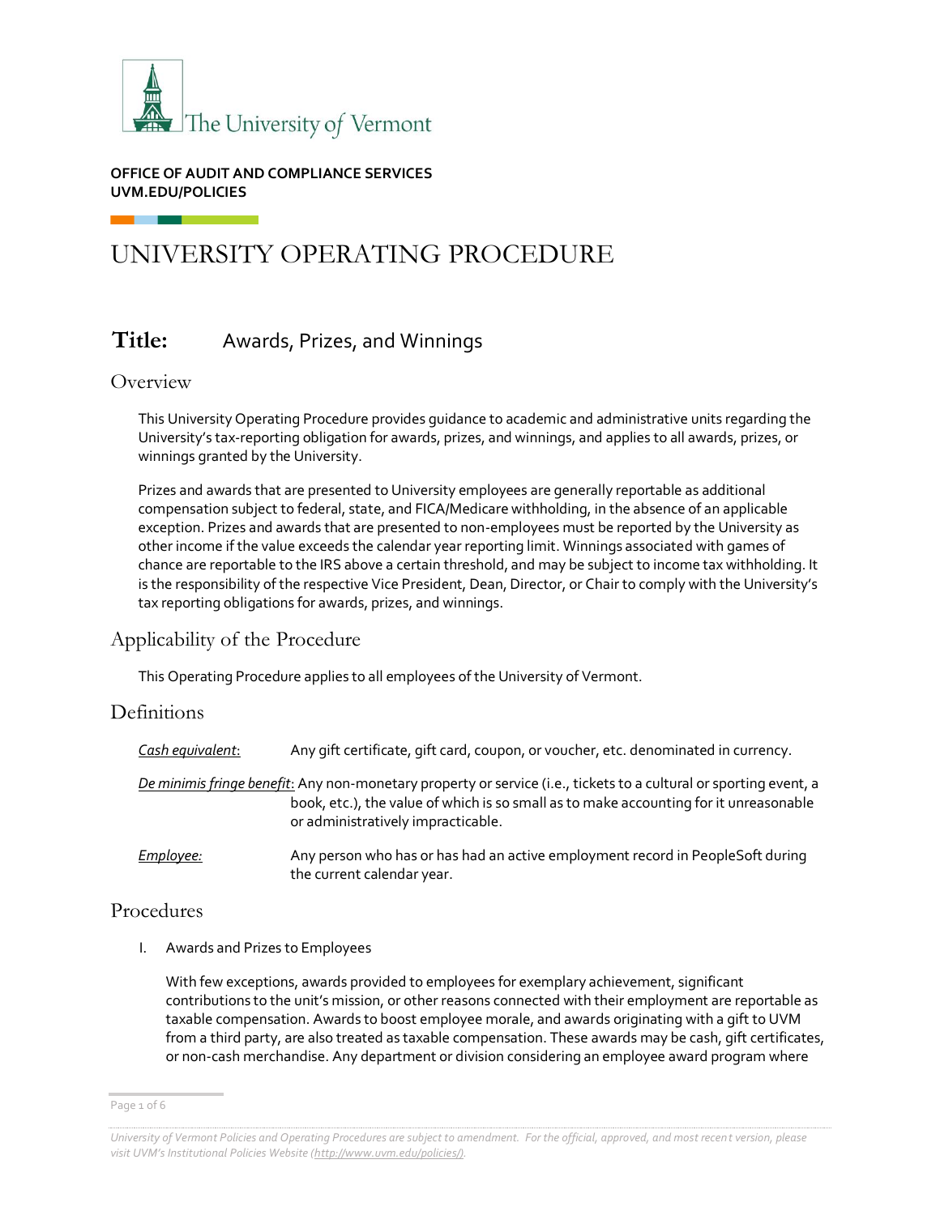OFFICE OF AUDIT AND COMPLIANCE SERVICES
UVM.EDU/POLICIES

# UNIVERSITY OPERATING PROCEDURE

## **Title:** Awards, Prizes, and Winnings

## Overview

This University Operating Procedure provides guidance to academic and administrative units regarding the University's tax-reporting obligation for awards, prizes, and winnings, and applies to all awards, prizes, or winnings granted by the University.

Prizes and awards that are presented to University employees are generally reportable as additional compensation subject to federal, state, and FICA/Medicare withholding, in the absence of an applicable exception. Prizes and awards that are presented to non-employees must be reported by the University as other income if the value exceeds the calendar year reporting limit. Winnings associated with games of chance are reportable to the IRS above a certain threshold, and may be subject to income tax withholding. It is the responsibility of the respective Vice President, Dean, Director, or Chair to comply with the University's tax reporting obligations for awards, prizes, and winnings.

## Applicability of the Procedure

This Operating Procedure applies to all employees of the University of Vermont.

## Definitions

*Cash equivalent*: Any gift certificate, gift card, coupon, or voucher, etc. denominated in currency.

*De minimis fringe benefit*: Any non-monetary property or service (i.e., tickets to a cultural or sporting event, a book, etc.), the value of which is so small as to make accounting for it unreasonable or administratively impracticable.

*Employee:* Any person who has or has had an active employment record in PeopleSoft during the current calendar year.

## Procedures

I. Awards and Prizes to Employees

With few exceptions, awards provided to employees for exemplary achievement, significant contributions to the unit's mission, or other reasons connected with their employment are reportable as taxable compensation. Awards to boost employee morale, and awards originating with a gift to UVM from a third party, are also treated as taxable compensation. These awards may be cash, gift certificates, or non-cash merchandise. Any department or division considering an employee award program where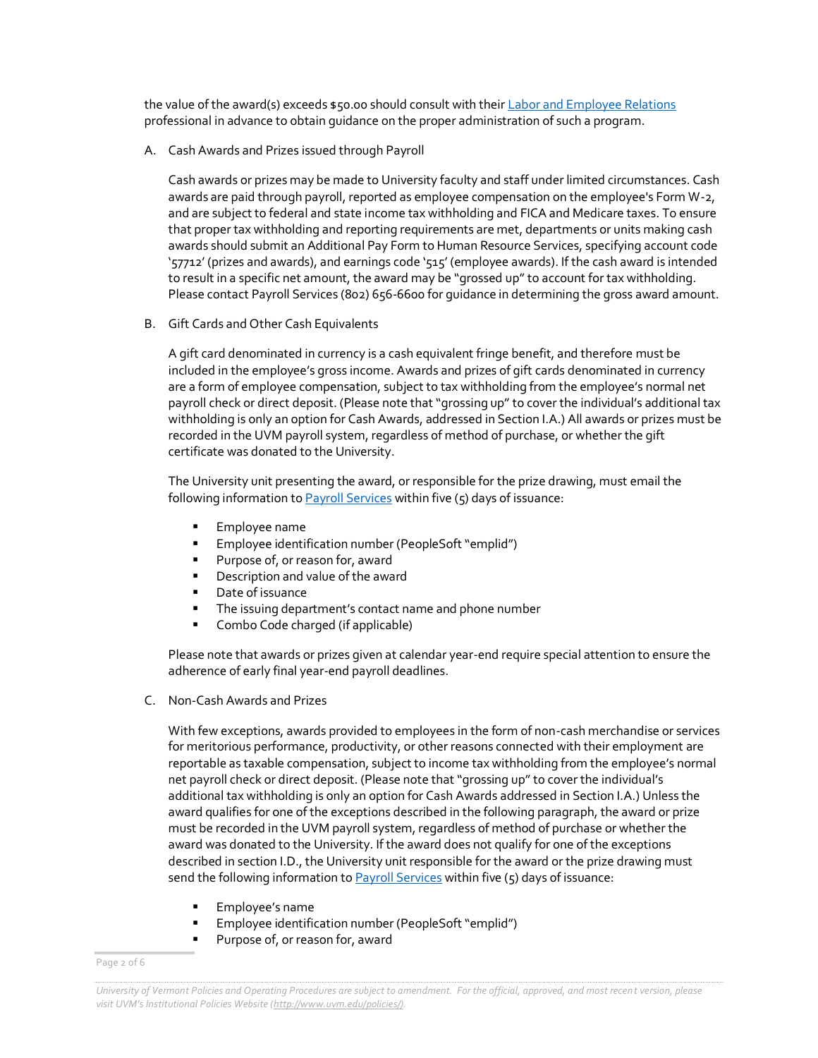the value of the award(s) exceeds $50.00 should consult with their Labor and Employee Relations professional in advance to obtain guidance on the proper administration of such a program.

A. Cash Awards and Prizes issued through Payroll

Cash awards or prizes may be made to University faculty and staff under limited circumstances. Cash awards are paid through payroll, reported as employee compensation on the employee's Form W-2, and are subject to federal and state income tax withholding and FICA and Medicare taxes. To ensure that proper tax withholding and reporting requirements are met, departments or units making cash awards should submit an Additional Pay Form to Human Resource Services, specifying account code '57712' (prizes and awards), and earnings code '515' (employee awards). If the cash award is intended to result in a specific net amount, the award may be "grossed up" to account for tax withholding. Please contact Payroll Services (802) 656-6600 for guidance in determining the gross award amount.

B. Gift Cards and Other Cash Equivalents

A gift card denominated in currency is a cash equivalent fringe benefit, and therefore must be included in the employee's gross income. Awards and prizes of gift cards denominated in currency are a form of employee compensation, subject to tax withholding from the employee's normal net payroll check or direct deposit. (Please note that "grossing up" to cover the individual's additional tax withholding is only an option for Cash Awards, addressed in Section I.A.) All awards or prizes must be recorded in the UVM payroll system, regardless of method of purchase, or whether the gift certificate was donated to the University.

The University unit presenting the award, or responsible for the prize drawing, must email the following information to Payroll Services within five (5) days of issuance:

- Employee name
- Employee identification number (PeopleSoft "emplid")
- Purpose of, or reason for, award
- Description and value of the award
- Date of issuance
- The issuing department's contact name and phone number
- Combo Code charged (if applicable)

Please note that awards or prizes given at calendar year-end require special attention to ensure the adherence of early final year-end payroll deadlines.

C. Non-Cash Awards and Prizes

With few exceptions, awards provided to employees in the form of non-cash merchandise or services for meritorious performance, productivity, or other reasons connected with their employment are reportable as taxable compensation, subject to income tax withholding from the employee's normal net payroll check or direct deposit. (Please note that "grossing up" to cover the individual's additional tax withholding is only an option for Cash Awards addressed in Section I.A.) Unless the award qualifies for one of the exceptions described in the following paragraph, the award or prize must be recorded in the UVM payroll system, regardless of method of purchase or whether the award was donated to the University. If the award does not qualify for one of the exceptions described in section I.D., the University unit responsible for the award or the prize drawing must send the following information to Payroll Services within five (5) days of issuance:

- Employee's name
- Employee identification number (PeopleSoft "emplid")
- Purpose of, or reason for, award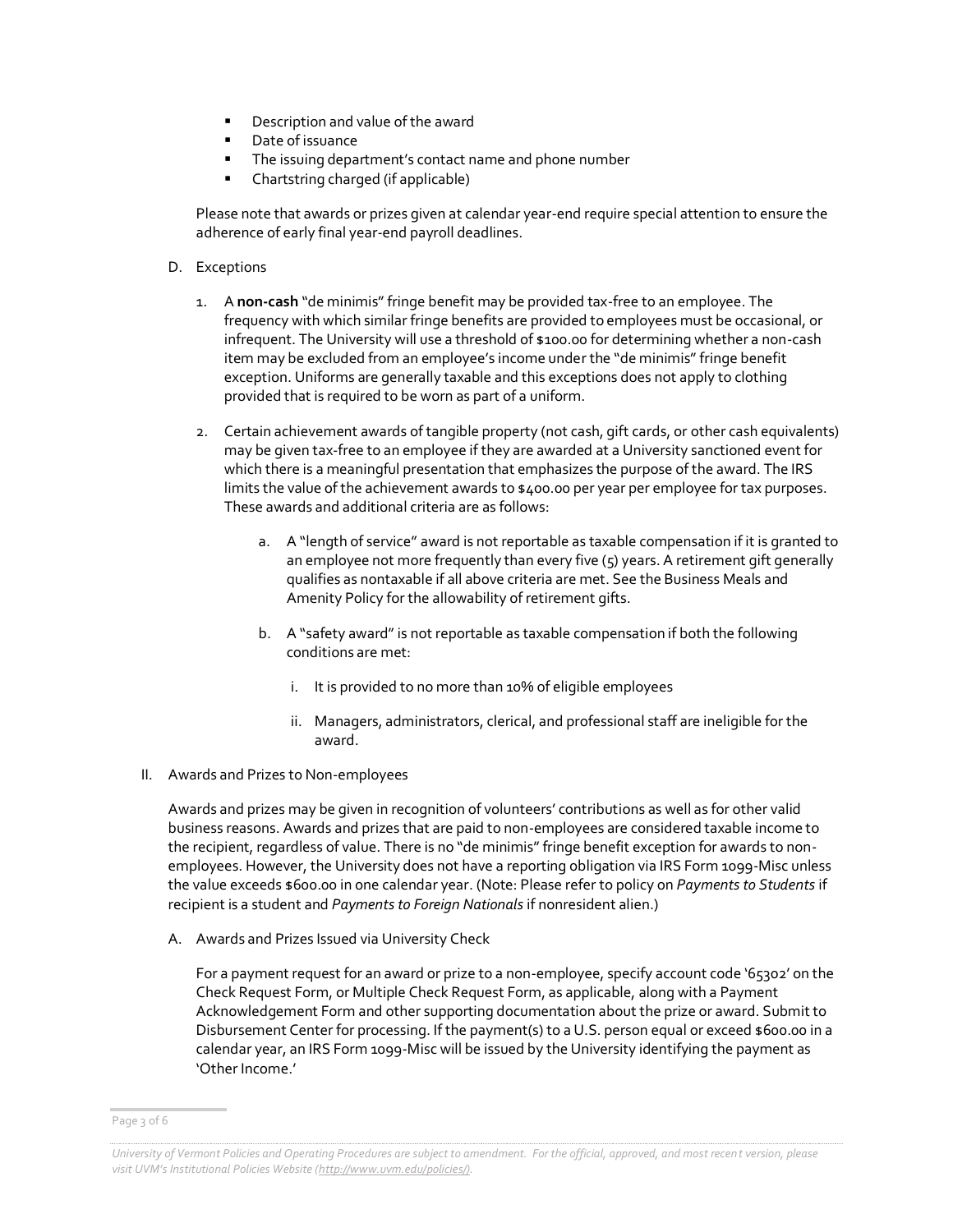- Description and value of the award
- Date of issuance
- The issuing department's contact name and phone number
- Chartstring charged (if applicable)

Please note that awards or prizes given at calendar year-end require special attention to ensure the adherence of early final year-end payroll deadlines.

D. Exceptions

1. A **non-cash** "de minimis" fringe benefit may be provided tax-free to an employee. The frequency with which similar fringe benefits are provided to employees must be occasional, or infrequent. The University will use a threshold of $100.00 for determining whether a non-cash item may be excluded from an employee's income under the "de minimis" fringe benefit exception. Uniforms are generally taxable and this exceptions does not apply to clothing provided that is required to be worn as part of a uniform.

2. Certain achievement awards of tangible property (not cash, gift cards, or other cash equivalents) may be given tax-free to an employee if they are awarded at a University sanctioned event for which there is a meaningful presentation that emphasizes the purpose of the award. The IRS limits the value of the achievement awards to $400.00 per year per employee for tax purposes. These awards and additional criteria are as follows:

   a. A "length of service" award is not reportable as taxable compensation if it is granted to an employee not more frequently than every five (5) years. A retirement gift generally qualifies as nontaxable if all above criteria are met. See the Business Meals and Amenity Policy for the allowability of retirement gifts.

   b. A "safety award" is not reportable as taxable compensation if both the following conditions are met:

      i. It is provided to no more than 10% of eligible employees

      ii. Managers, administrators, clerical, and professional staff are ineligible for the award.

II. Awards and Prizes to Non-employees

Awards and prizes may be given in recognition of volunteers' contributions as well as for other valid business reasons. Awards and prizes that are paid to non-employees are considered taxable income to the recipient, regardless of value. There is no "de minimis" fringe benefit exception for awards to non-employees. However, the University does not have a reporting obligation via IRS Form 1099-Misc unless the value exceeds $600.00 in one calendar year. (Note: Please refer to policy on *Payments to Students* if recipient is a student and *Payments to Foreign Nationals* if nonresident alien.)

A. Awards and Prizes Issued via University Check

For a payment request for an award or prize to a non-employee, specify account code '65302' on the Check Request Form, or Multiple Check Request Form, as applicable, along with a Payment Acknowledgement Form and other supporting documentation about the prize or award. Submit to Disbursement Center for processing. If the payment(s) to a U.S. person equal or exceed $600.00 in a calendar year, an IRS Form 1099-Misc will be issued by the University identifying the payment as 'Other Income.'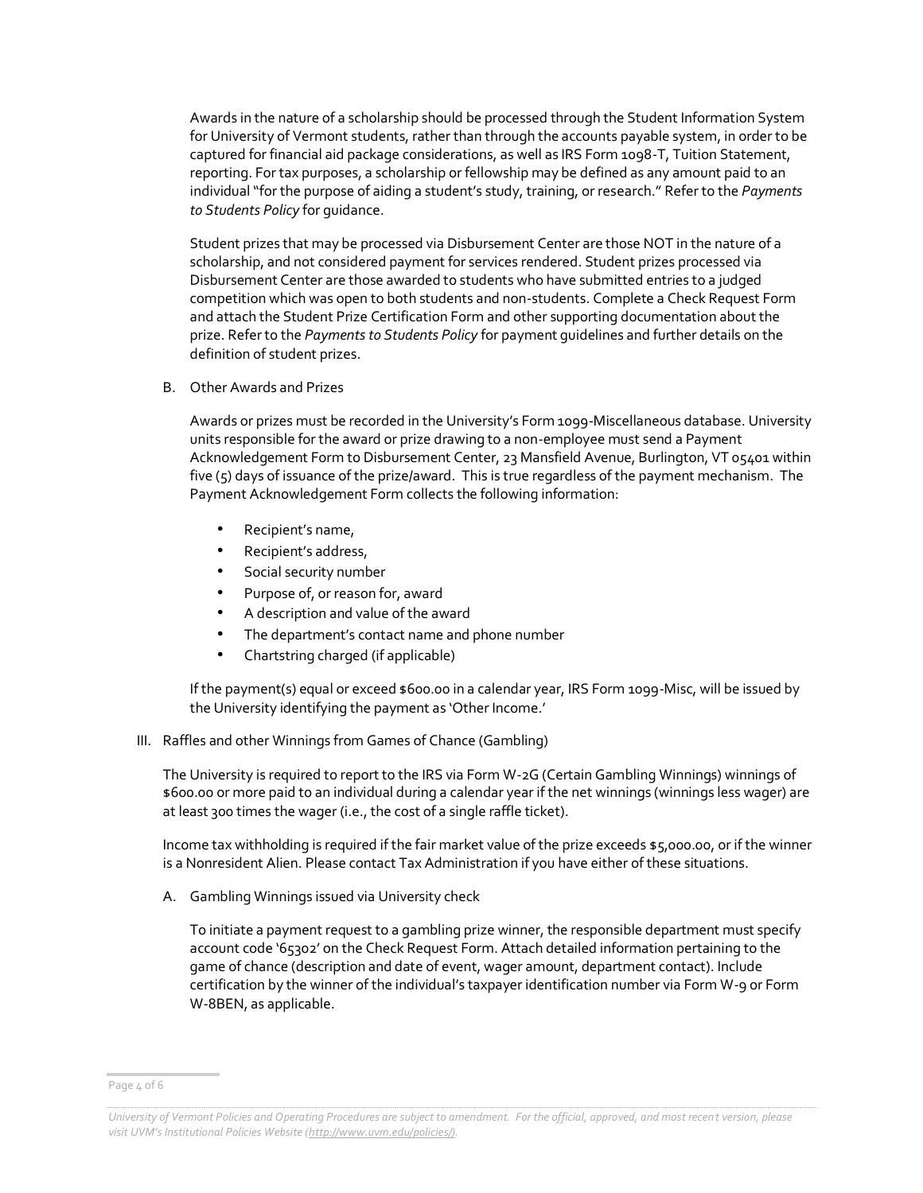Awards in the nature of a scholarship should be processed through the Student Information System for University of Vermont students, rather than through the accounts payable system, in order to be captured for financial aid package considerations, as well as IRS Form 1098-T, Tuition Statement, reporting. For tax purposes, a scholarship or fellowship may be defined as any amount paid to an individual "for the purpose of aiding a student's study, training, or research." Refer to the *Payments to Students Policy* for guidance.

Student prizes that may be processed via Disbursement Center are those NOT in the nature of a scholarship, and not considered payment for services rendered. Student prizes processed via Disbursement Center are those awarded to students who have submitted entries to a judged competition which was open to both students and non-students. Complete a Check Request Form and attach the Student Prize Certification Form and other supporting documentation about the prize. Refer to the *Payments to Students Policy* for payment guidelines and further details on the definition of student prizes.

B. Other Awards and Prizes

Awards or prizes must be recorded in the University's Form 1099-Miscellaneous database. University units responsible for the award or prize drawing to a non-employee must send a Payment Acknowledgement Form to Disbursement Center, 23 Mansfield Avenue, Burlington, VT 05401 within five (5) days of issuance of the prize/award. This is true regardless of the payment mechanism. The Payment Acknowledgement Form collects the following information:

- Recipient's name,
- Recipient's address,
- Social security number
- Purpose of, or reason for, award
- A description and value of the award
- The department's contact name and phone number
- Chartstring charged (if applicable)

If the payment(s) equal or exceed $600.00 in a calendar year, IRS Form 1099-Misc, will be issued by the University identifying the payment as 'Other Income.'

III. Raffles and other Winnings from Games of Chance (Gambling)

The University is required to report to the IRS via Form W-2G (Certain Gambling Winnings) winnings of $600.00 or more paid to an individual during a calendar year if the net winnings (winnings less wager) are at least 300 times the wager (i.e., the cost of a single raffle ticket).

Income tax withholding is required if the fair market value of the prize exceeds $5,000.00, or if the winner is a Nonresident Alien. Please contact Tax Administration if you have either of these situations.

A. Gambling Winnings issued via University check

To initiate a payment request to a gambling prize winner, the responsible department must specify account code '65302' on the Check Request Form. Attach detailed information pertaining to the game of chance (description and date of event, wager amount, department contact). Include certification by the winner of the individual's taxpayer identification number via Form W-9 or Form W-8BEN, as applicable.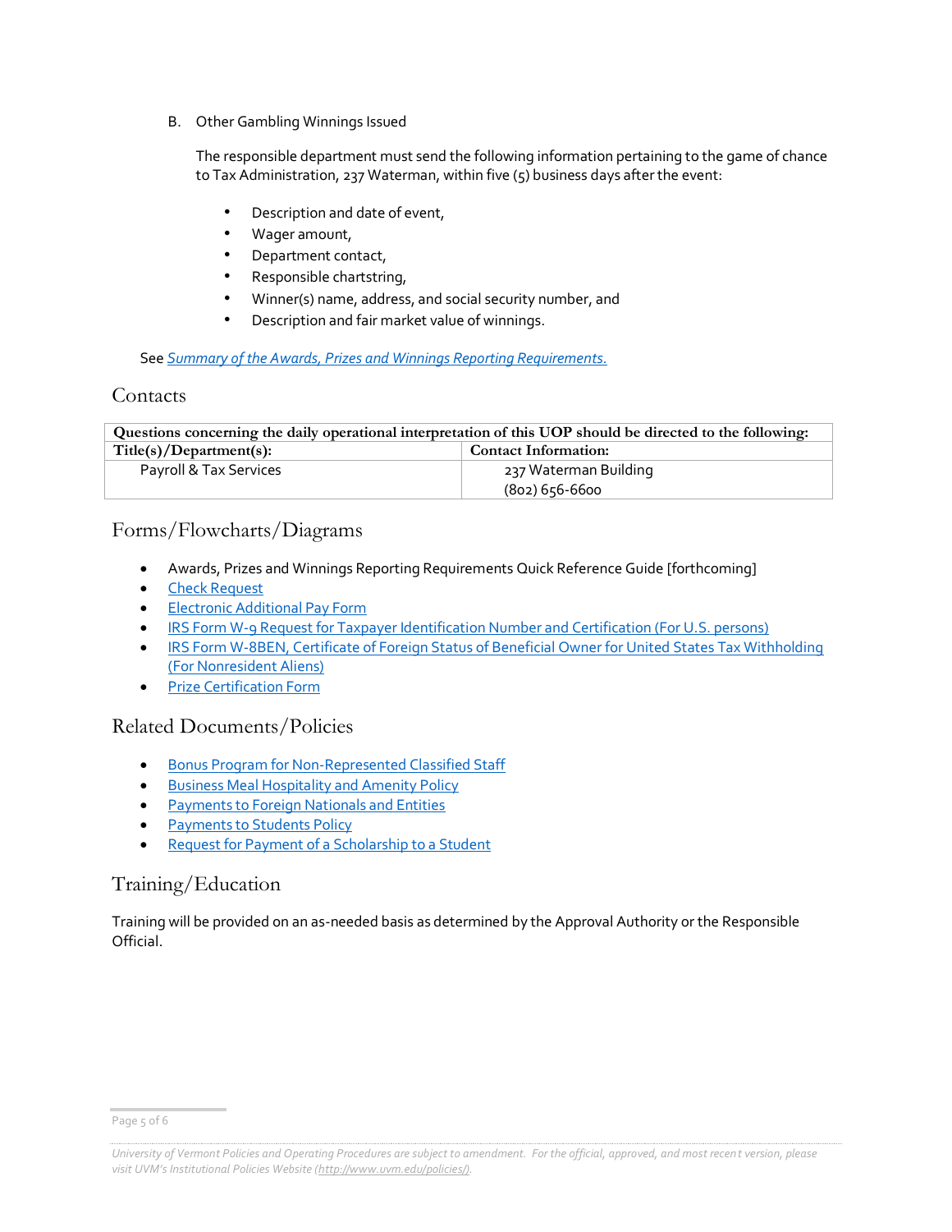B. Other Gambling Winnings Issued

The responsible department must send the following information pertaining to the game of chance to Tax Administration, 237 Waterman, within five (5) business days after the event:

- Description and date of event,
- Wager amount,
- Department contact,
- Responsible chartstring,
- Winner(s) name, address, and social security number, and
- Description and fair market value of winnings.

See *Summary of the Awards, Prizes and Winnings Reporting Requirements.*

## Contacts

| Questions concerning the daily operational interpretation of this UOP should be directed to the following: | |
|---|---|
| **Title(s)/Department(s):** | **Contact Information:** |
| Payroll & Tax Services | 237 Waterman Building<br>(802) 656-6600 |

## Forms/Flowcharts/Diagrams

- Awards, Prizes and Winnings Reporting Requirements Quick Reference Guide [forthcoming]
- Check Request
- Electronic Additional Pay Form
- IRS Form W-9 Request for Taxpayer Identification Number and Certification (For U.S. persons)
- IRS Form W-8BEN, Certificate of Foreign Status of Beneficial Owner for United States Tax Withholding (For Nonresident Aliens)
- Prize Certification Form

## Related Documents/Policies

- Bonus Program for Non-Represented Classified Staff
- Business Meal Hospitality and Amenity Policy
- Payments to Foreign Nationals and Entities
- Payments to Students Policy
- Request for Payment of a Scholarship to a Student

## Training/Education

Training will be provided on an as-needed basis as determined by the Approval Authority or the Responsible Official.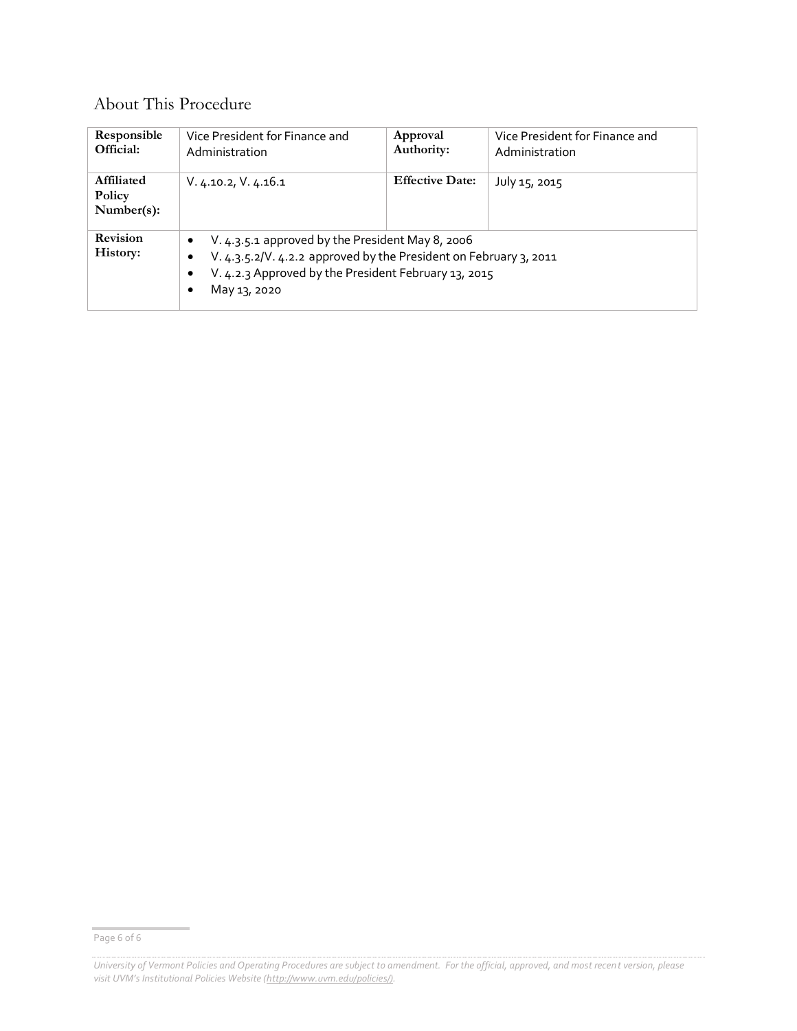## About This Procedure

| | | | |
|---|---|---|---|
| **Responsible Official:** | Vice President for Finance and Administration | **Approval Authority:** | Vice President for Finance and Administration |
| **Affiliated Policy Number(s):** | V. 4.10.2, V. 4.16.1 | **Effective Date:** | July 15, 2015 |
| **Revision History:** | • V. 4.3.5.1 approved by the President May 8, 2006<br>• V. 4.3.5.2/V. 4.2.2 approved by the President on February 3, 2011<br>• V. 4.2.3 Approved by the President February 13, 2015<br>• May 13, 2020 | | |